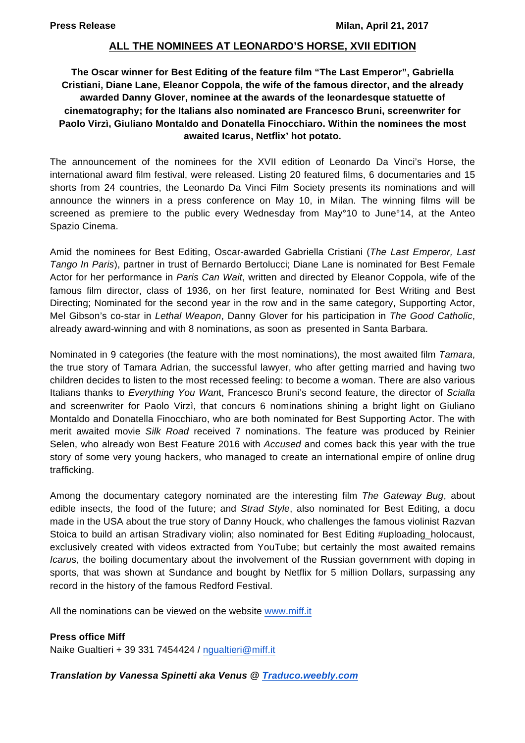**Press Release** Milan, April 21, 2017

# ALL THE NOMINEES AT LEONARDO'S HORSE, XVII EDITION

**The Oscar winner for Best Editing of the feature film "The Last Emperor", Gabriella Cristiani, Diane Lane, Eleanor Coppola, the wife of the famous director, and the already awarded Danny Glover, nominee at the awards of the leonardesque statuette of cinematography; for the Italians also nominated are Francesco Bruni, screenwriter for Paolo Virzì, Giuliano Montaldo and Donatella Finocchiaro. Within the nominees the most awaited Icarus, Netflix' hot potato.**

The announcement of the nominees for the XVII edition of Leonardo Da Vinci's Horse, the international award film festival, were released. Listing 20 featured films, 6 documentaries and 15 shorts from 24 countries, the Leonardo Da Vinci Film Society presents its nominations and will announce the winners in a press conference on May 10, in Milan. The winning films will be screened as premiere to the public every Wednesday from May°10 to June°14, at the Anteo Spazio Cinema.

Amid the nominees for Best Editing, Oscar-awarded Gabriella Cristiani (*The Last Emperor, Last Tango In Paris*), partner in trust of Bernardo Bertolucci; Diane Lane is nominated for Best Female Actor for her performance in *Paris Can Wait*, written and directed by Eleanor Coppola, wife of the famous film director, class of 1936, on her first feature, nominated for Best Writing and Best Directing; Nominated for the second year in the row and in the same category, Supporting Actor, Mel Gibson's co-star in *Lethal Weapon*, Danny Glover for his participation in *The Good Catholic*, already award-winning and with 8 nominations, as soon as presented in Santa Barbara.

Nominated in 9 categories (the feature with the most nominations), the most awaited film *Tamara*, the true story of Tamara Adrian, the successful lawyer, who after getting married and having two children decides to listen to the most recessed feeling: to become a woman. There are also various Italians thanks to *Everything You Wan*t, Francesco Bruni's second feature, the director of *Scialla* and screenwriter for Paolo Virzì, that concurs 6 nominations shining a bright light on Giuliano Montaldo and Donatella Finocchiaro, who are both nominated for Best Supporting Actor. The with merit awaited movie *Silk Road* received 7 nominations. The feature was produced by Reinier Selen, who already won Best Feature 2016 with *Accused* and comes back this year with the true story of some very young hackers, who managed to create an international empire of online drug trafficking.

Among the documentary category nominated are the interesting film *The Gateway Bug*, about edible insects, the food of the future; and *Strad Style*, also nominated for Best Editing, a docu made in the USA about the true story of Danny Houck, who challenges the famous violinist Razvan Stoica to build an artisan Stradivary violin; also nominated for Best Editing #uploading_holocaust, exclusively created with videos extracted from YouTube; but certainly the most awaited remains *Icaru*s, the boiling documentary about the involvement of the Russian government with doping in sports, that was shown at Sundance and bought by Netflix for 5 million Dollars, surpassing any record in the history of the famous Redford Festival.

All the nominations can be viewed on the website www.miff.it

**Press office Miff**
Naike Gualtieri + 39 331 7454424 / ngualtieri@miff.it

***Translation by Vanessa Spinetti aka Venus @ Traduco.weebly.com***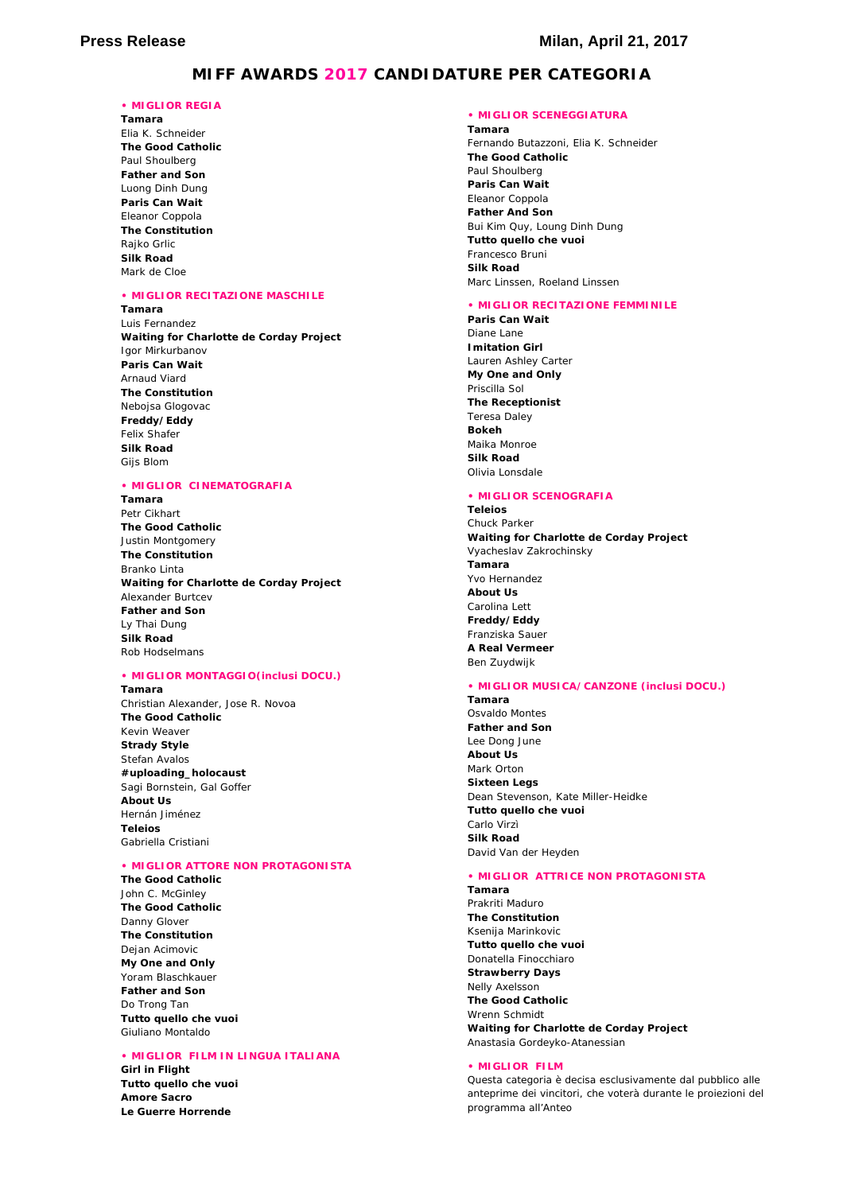**Press Release** **Milan, April 21, 2017**

# MIFF AWARDS 2017 CANDIDATURE PER CATEGORIA

## • MIGLIOR REGIA

**Tamara**
Elia K. Schneider
**The Good Catholic**
Paul Shoulberg
**Father and Son**
Luong Dinh Dung
**Paris Can Wait**
Eleanor Coppola
**The Constitution**
Rajko Grlic
**Silk Road**
Mark de Cloe

## • MIGLIOR RECITAZIONE MASCHILE

**Tamara**
Luis Fernandez
**Waiting for Charlotte de Corday Project**
Igor Mirkurbanov
**Paris Can Wait**
Arnaud Viard
**The Constitution**
Nebojsa Glogovac
**Freddy/Eddy**
Felix Shafer
**Silk Road**
Gijs Blom

## • MIGLIOR CINEMATOGRAFIA

**Tamara**
Petr Cikhart
**The Good Catholic**
Justin Montgomery
**The Constitution**
Branko Linta
**Waiting for Charlotte de Corday Project**
Alexander Burtcev
**Father and Son**
Ly Thai Dung
**Silk Road**
Rob Hodselmans

## • MIGLIOR MONTAGGIO(inclusi DOCU.)

**Tamara**
Christian Alexander, Jose R. Novoa
**The Good Catholic**
Kevin Weaver
**Strady Style**
Stefan Avalos
**#uploading_holocaust**
Sagi Bornstein, Gal Goffer
**About Us**
Hernán Jiménez
**Teleios**
Gabriella Cristiani

## • MIGLIOR ATTORE NON PROTAGONISTA

**The Good Catholic**
John C. McGinley
**The Good Catholic**
Danny Glover
**The Constitution**
Dejan Acimovic
**My One and Only**
Yoram Blaschkauer
**Father and Son**
Do Trong Tan
**Tutto quello che vuoi**
Giuliano Montaldo

## • MIGLIOR FILM IN LINGUA ITALIANA

**Girl in Flight**
**Tutto quello che vuoi**
**Amore Sacro**
**Le Guerre Horrende**

## • MIGLIOR SCENEGGIATURA

**Tamara**
Fernando Butazzoni, Elia K. Schneider
**The Good Catholic**
Paul Shoulberg
**Paris Can Wait**
Eleanor Coppola
**Father And Son**
Bui Kim Quy, Loung Dinh Dung
**Tutto quello che vuoi**
Francesco Bruni
**Silk Road**
Marc Linssen, Roeland Linssen

## • MIGLIOR RECITAZIONE FEMMINILE

**Paris Can Wait**
Diane Lane
**Imitation Girl**
Lauren Ashley Carter
**My One and Only**
Priscilla Sol
**The Receptionist**
Teresa Daley
**Bokeh**
Maika Monroe
**Silk Road**
Olivia Lonsdale

## • MIGLIOR SCENOGRAFIA

**Teleios**
Chuck Parker
**Waiting for Charlotte de Corday Project**
Vyacheslav Zakrochinsky
**Tamara**
Yvo Hernandez
**About Us**
Carolina Lett
**Freddy/Eddy**
Franziska Sauer
**A Real Vermeer**
Ben Zuydwijk

## • MIGLIOR MUSICA/CANZONE (inclusi DOCU.)

**Tamara**
Osvaldo Montes
**Father and Son**
Lee Dong June
**About Us**
Mark Orton
**Sixteen Legs**
Dean Stevenson, Kate Miller-Heidke
**Tutto quello che vuoi**
Carlo Virzì
**Silk Road**
David Van der Heyden

## • MIGLIOR ATTRICE NON PROTAGONISTA

**Tamara**
Prakriti Maduro
**The Constitution**
Ksenija Marinkovic
**Tutto quello che vuoi**
Donatella Finocchiaro
**Strawberry Days**
Nelly Axelsson
**The Good Catholic**
Wrenn Schmidt
**Waiting for Charlotte de Corday Project**
Anastasia Gordeyko-Atanessian

## • MIGLIOR FILM

Questa categoria è decisa esclusivamente dal pubblico alle anteprime dei vincitori, che voterà durante le proiezioni del programma all'Anteo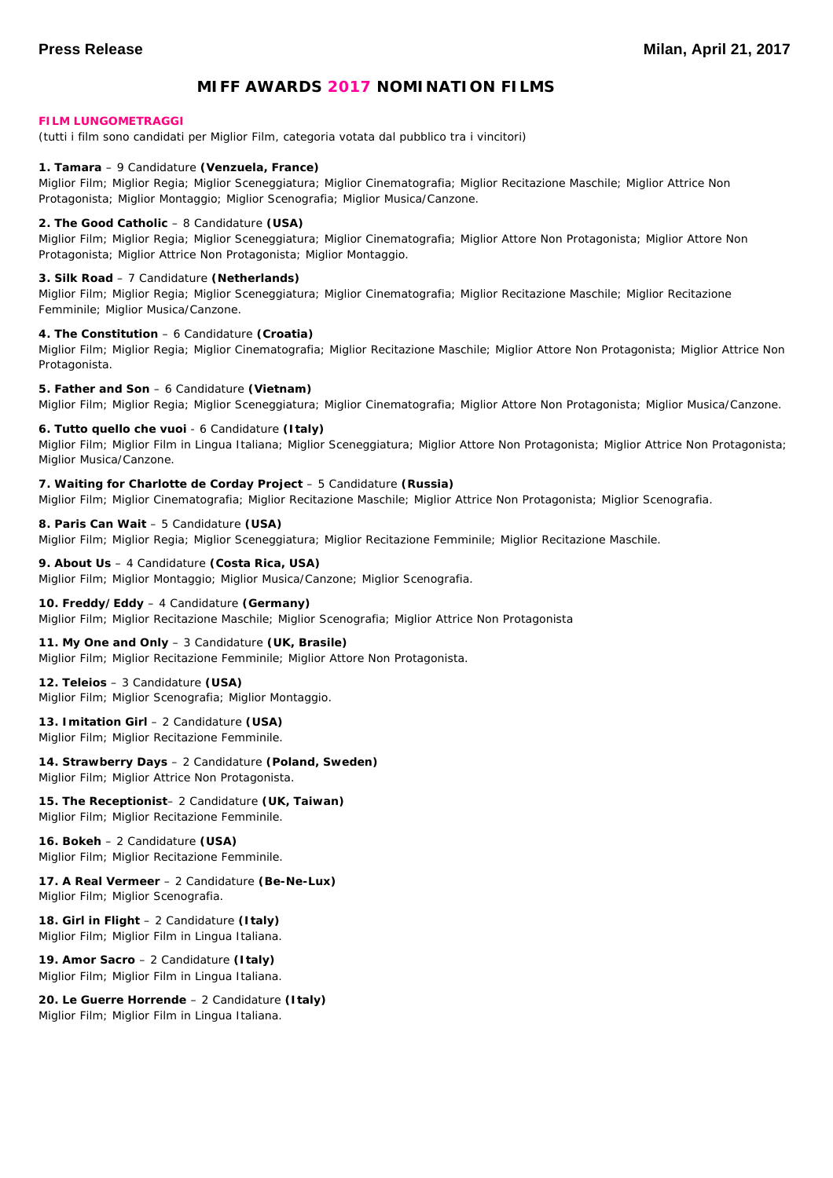**Press Release** **Milan, April 21, 2017**

# MIFF AWARDS 2017 NOMINATION FILMS

**FILM LUNGOMETRAGGI**

(tutti i film sono candidati per Miglior Film, categoria votata dal pubblico tra i vincitori)

**1. Tamara** – 9 Candidature **(Venzuela, France)**
Miglior Film; Miglior Regia; Miglior Sceneggiatura; Miglior Cinematografia; Miglior Recitazione Maschile; Miglior Attrice Non Protagonista; Miglior Montaggio; Miglior Scenografia; Miglior Musica/Canzone.

**2. The Good Catholic** – 8 Candidature **(USA)**
Miglior Film; Miglior Regia; Miglior Sceneggiatura; Miglior Cinematografia; Miglior Attore Non Protagonista; Miglior Attore Non Protagonista; Miglior Attrice Non Protagonista; Miglior Montaggio.

**3. Silk Road** – 7 Candidature **(Netherlands)**
Miglior Film; Miglior Regia; Miglior Sceneggiatura; Miglior Cinematografia; Miglior Recitazione Maschile; Miglior Recitazione Femminile; Miglior Musica/Canzone.

**4. The Constitution** – 6 Candidature **(Croatia)**
Miglior Film; Miglior Regia; Miglior Cinematografia; Miglior Recitazione Maschile; Miglior Attore Non Protagonista; Miglior Attrice Non Protagonista.

**5. Father and Son** – 6 Candidature **(Vietnam)**
Miglior Film; Miglior Regia; Miglior Sceneggiatura; Miglior Cinematografia; Miglior Attore Non Protagonista; Miglior Musica/Canzone.

**6. Tutto quello che vuoi** - 6 Candidature **(Italy)**
Miglior Film; Miglior Film in Lingua Italiana; Miglior Sceneggiatura; Miglior Attore Non Protagonista; Miglior Attrice Non Protagonista; Miglior Musica/Canzone.

**7. Waiting for Charlotte de Corday Project** – 5 Candidature **(Russia)**
Miglior Film; Miglior Cinematografia; Miglior Recitazione Maschile; Miglior Attrice Non Protagonista; Miglior Scenografia.

**8. Paris Can Wait** – 5 Candidature **(USA)**
Miglior Film; Miglior Regia; Miglior Sceneggiatura; Miglior Recitazione Femminile; Miglior Recitazione Maschile.

**9. About Us** – 4 Candidature **(Costa Rica, USA)**
Miglior Film; Miglior Montaggio; Miglior Musica/Canzone; Miglior Scenografia.

**10. Freddy/Eddy** – 4 Candidature **(Germany)**
Miglior Film; Miglior Recitazione Maschile; Miglior Scenografia; Miglior Attrice Non Protagonista

**11. My One and Only** – 3 Candidature **(UK, Brasile)**
Miglior Film; Miglior Recitazione Femminile; Miglior Attore Non Protagonista.

**12. Teleios** – 3 Candidature **(USA)**
Miglior Film; Miglior Scenografia; Miglior Montaggio.

**13. Imitation Girl** – 2 Candidature **(USA)**
Miglior Film; Miglior Recitazione Femminile.

**14. Strawberry Days** – 2 Candidature **(Poland, Sweden)**
Miglior Film; Miglior Attrice Non Protagonista.

**15. The Receptionist**– 2 Candidature **(UK, Taiwan)**
Miglior Film; Miglior Recitazione Femminile.

**16. Bokeh** – 2 Candidature **(USA)**
Miglior Film; Miglior Recitazione Femminile.

**17. A Real Vermeer** – 2 Candidature **(Be-Ne-Lux)**
Miglior Film; Miglior Scenografia.

**18. Girl in Flight** – 2 Candidature **(Italy)**
Miglior Film; Miglior Film in Lingua Italiana.

**19. Amor Sacro** – 2 Candidature **(Italy)**
Miglior Film; Miglior Film in Lingua Italiana.

**20. Le Guerre Horrende** – 2 Candidature **(Italy)**
Miglior Film; Miglior Film in Lingua Italiana.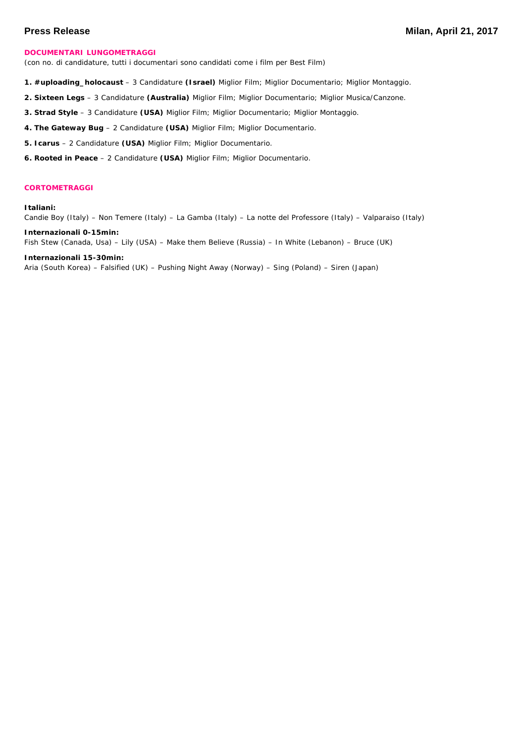**Press Release** **Milan, April 21, 2017**

## DOCUMENTARI LUNGOMETRAGGI

(con no. di candidature, tutti i documentari sono candidati come i film per Best Film)

**1. #uploading_holocaust** – 3 Candidature **(Israel)** Miglior Film; Miglior Documentario; Miglior Montaggio.

**2. Sixteen Legs** – 3 Candidature **(Australia)** Miglior Film; Miglior Documentario; Miglior Musica/Canzone.

**3. Strad Style** – 3 Candidature **(USA)** Miglior Film; Miglior Documentario; Miglior Montaggio.

**4. The Gateway Bug** – 2 Candidature **(USA)** Miglior Film; Miglior Documentario.

**5. Icarus** – 2 Candidature **(USA)** Miglior Film; Miglior Documentario.

**6. Rooted in Peace** – 2 Candidature **(USA)** Miglior Film; Miglior Documentario.

## CORTOMETRAGGI

**Italiani:**
Candie Boy (Italy) – Non Temere (Italy) – La Gamba (Italy) – La notte del Professore (Italy) – Valparaiso (Italy)

**Internazionali 0-15min:**
Fish Stew (Canada, Usa) – Lily (USA) – Make them Believe (Russia) – In White (Lebanon) – Bruce (UK)

**Internazionali 15-30min:**
Aria (South Korea) – Falsified (UK) – Pushing Night Away (Norway) – Sing (Poland) – Siren (Japan)